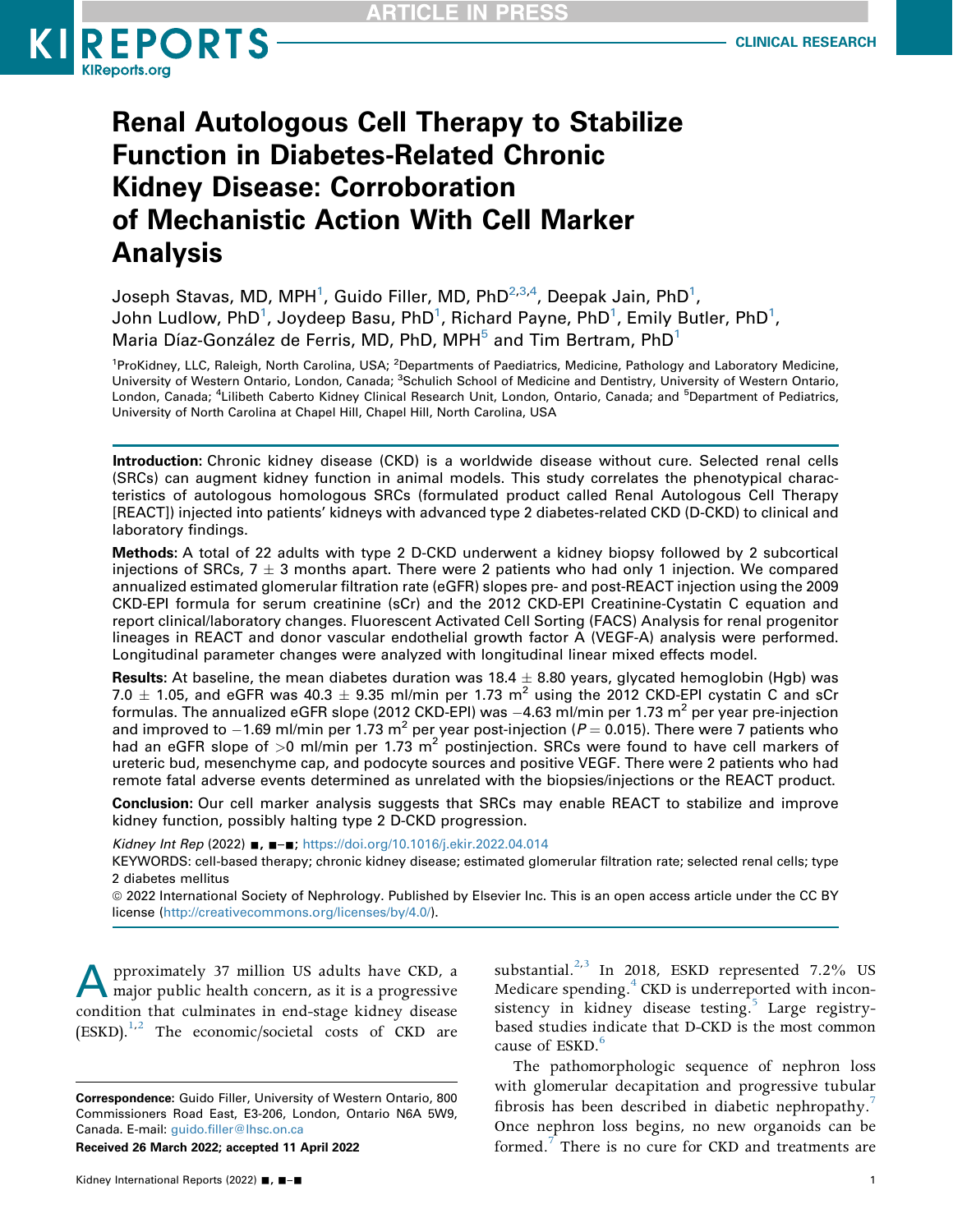# Renal Autologous Cell Therapy to Stabilize Function in Diabetes-Related Chronic Kidney Disease: Corroboration of Mechanistic Action With Cell Marker Analysis

Joseph Stavas, MD, MPH[1], Guido Filler, MD, PhD[2,3,4], Deepak Jain, PhD[1], John Ludlow, PhD[1], Joydeep Basu, PhD[1], Richard Payne, PhD[1], Emily Butler, PhD[1], Maria Díaz-González de Ferris, MD, PhD, MPH[5] and Tim Bertram, PhD[1]

[1]ProKidney, LLC, Raleigh, North Carolina, USA; [2]Departments of Paediatrics, Medicine, Pathology and Laboratory Medicine, University of Western Ontario, London, Canada; [3]Schulich School of Medicine and Dentistry, University of Western Ontario, London, Canada; [4]Lilibeth Caberto Kidney Clinical Research Unit, London, Ontario, Canada; and [5]Department of Pediatrics, University of North Carolina at Chapel Hill, Chapel Hill, North Carolina, USA

**Introduction:** Chronic kidney disease (CKD) is a worldwide disease without cure. Selected renal cells (SRCs) can augment kidney function in animal models. This study correlates the phenotypical characteristics of autologous homologous SRCs (formulated product called Renal Autologous Cell Therapy [REACT]) injected into patients' kidneys with advanced type 2 diabetes-related CKD (D-CKD) to clinical and laboratory findings.

**Methods:** A total of 22 adults with type 2 D-CKD underwent a kidney biopsy followed by 2 subcortical injections of SRCs, 7 ± 3 months apart. There were 2 patients who had only 1 injection. We compared annualized estimated glomerular filtration rate (eGFR) slopes pre- and post-REACT injection using the 2009 CKD-EPI formula for serum creatinine (sCr) and the 2012 CKD-EPI Creatinine-Cystatin C equation and report clinical/laboratory changes. Fluorescent Activated Cell Sorting (FACS) Analysis for renal progenitor lineages in REACT and donor vascular endothelial growth factor A (VEGF-A) analysis were performed. Longitudinal parameter changes were analyzed with longitudinal linear mixed effects model.

**Results:** At baseline, the mean diabetes duration was 18.4 ± 8.80 years, glycated hemoglobin (Hgb) was 7.0 ± 1.05, and eGFR was 40.3 ± 9.35 ml/min per 1.73 m$^2$ using the 2012 CKD-EPI cystatin C and sCr formulas. The annualized eGFR slope (2012 CKD-EPI) was −4.63 ml/min per 1.73 m$^2$ per year pre-injection and improved to −1.69 ml/min per 1.73 m$^2$ per year post-injection ($P = 0.015$). There were 7 patients who had an eGFR slope of >0 ml/min per 1.73 m$^2$ postinjection. SRCs were found to have cell markers of ureteric bud, mesenchyme cap, and podocyte sources and positive VEGF. There were 2 patients who had remote fatal adverse events determined as unrelated with the biopsies/injections or the REACT product.

**Conclusion:** Our cell marker analysis suggests that SRCs may enable REACT to stabilize and improve kidney function, possibly halting type 2 D-CKD progression.

*Kidney Int Rep* (2022) ■, ■–■; https://doi.org/10.1016/j.ekir.2022.04.014

KEYWORDS: cell-based therapy; chronic kidney disease; estimated glomerular filtration rate; selected renal cells; type 2 diabetes mellitus

© 2022 International Society of Nephrology. Published by Elsevier Inc. This is an open access article under the CC BY license (http://creativecommons.org/licenses/by/4.0/).

Approximately 37 million US adults have CKD, a major public health concern, as it is a progressive condition that culminates in end-stage kidney disease (ESKD).[1,2] The economic/societal costs of CKD are substantial.[2,3] In 2018, ESKD represented 7.2% US Medicare spending.[4] CKD is underreported with inconsistency in kidney disease testing.[5] Large registry-based studies indicate that D-CKD is the most common cause of ESKD.[6]

The pathomorphologic sequence of nephron loss with glomerular decapitation and progressive tubular fibrosis has been described in diabetic nephropathy.[7] Once nephron loss begins, no new organoids can be formed.[7] There is no cure for CKD and treatments are

**Correspondence:** Guido Filler, University of Western Ontario, 800 Commissioners Road East, E3-206, London, Ontario N6A 5W9, Canada. E-mail: guido.filler@lhsc.on.ca

**Received 26 March 2022; accepted 11 April 2022**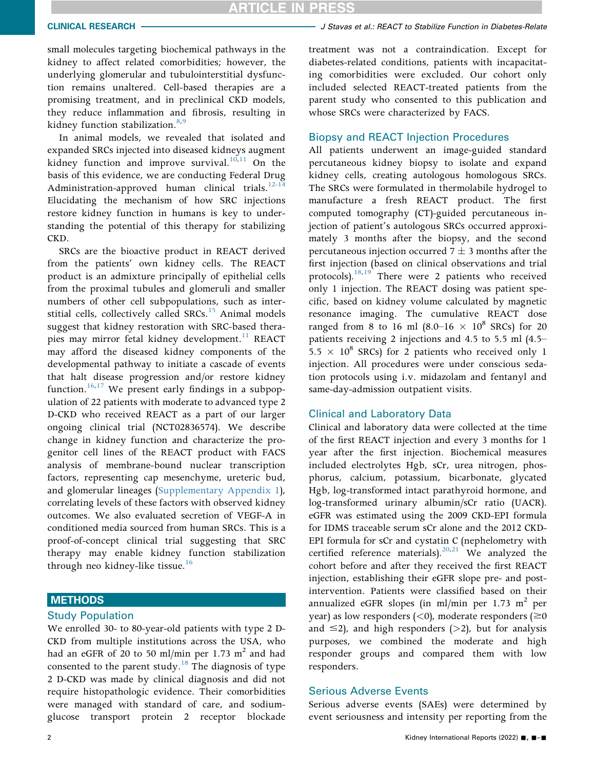small molecules targeting biochemical pathways in the kidney to affect related comorbidities; however, the underlying glomerular and tubulointerstitial dysfunction remains unaltered. Cell-based therapies are a promising treatment, and in preclinical CKD models, they reduce inflammation and fibrosis, resulting in kidney function stabilization.[8,9]

In animal models, we revealed that isolated and expanded SRCs injected into diseased kidneys augment kidney function and improve survival.[10,11] On the basis of this evidence, we are conducting Federal Drug Administration-approved human clinical trials.[12-14] Elucidating the mechanism of how SRC injections restore kidney function in humans is key to understanding the potential of this therapy for stabilizing CKD.

SRCs are the bioactive product in REACT derived from the patients' own kidney cells. The REACT product is an admixture principally of epithelial cells from the proximal tubules and glomeruli and smaller numbers of other cell subpopulations, such as interstitial cells, collectively called SRCs.[15] Animal models suggest that kidney restoration with SRC-based therapies may mirror fetal kidney development.[11] REACT may afford the diseased kidney components of the developmental pathway to initiate a cascade of events that halt disease progression and/or restore kidney function.[16,17] We present early findings in a subpopulation of 22 patients with moderate to advanced type 2 D-CKD who received REACT as a part of our larger ongoing clinical trial (NCT02836574). We describe change in kidney function and characterize the progenitor cell lines of the REACT product with FACS analysis of membrane-bound nuclear transcription factors, representing cap mesenchyme, ureteric bud, and glomerular lineages (Supplementary Appendix 1), correlating levels of these factors with observed kidney outcomes. We also evaluated secretion of VEGF-A in conditioned media sourced from human SRCs. This is a proof-of-concept clinical trial suggesting that SRC therapy may enable kidney function stabilization through neo kidney-like tissue.[16]

## METHODS

### Study Population

We enrolled 30- to 80-year-old patients with type 2 D-CKD from multiple institutions across the USA, who had an eGFR of 20 to 50 ml/min per 1.73 m$^2$ and had consented to the parent study.[18] The diagnosis of type 2 D-CKD was made by clinical diagnosis and did not require histopathologic evidence. Their comorbidities were managed with standard of care, and sodium-glucose transport protein 2 receptor blockade treatment was not a contraindication. Except for diabetes-related conditions, patients with incapacitating comorbidities were excluded. Our cohort only included selected REACT-treated patients from the parent study who consented to this publication and whose SRCs were characterized by FACS.

### Biopsy and REACT Injection Procedures

All patients underwent an image-guided standard percutaneous kidney biopsy to isolate and expand kidney cells, creating autologous homologous SRCs. The SRCs were formulated in thermolabile hydrogel to manufacture a fresh REACT product. The first computed tomography (CT)-guided percutaneous injection of patient's autologous SRCs occurred approximately 3 months after the biopsy, and the second percutaneous injection occurred 7 $\pm$ 3 months after the first injection (based on clinical observations and trial protocols).[18,19] There were 2 patients who received only 1 injection. The REACT dosing was patient specific, based on kidney volume calculated by magnetic resonance imaging. The cumulative REACT dose ranged from 8 to 16 ml (8.0–16 $\times$ 10$^8$ SRCs) for 20 patients receiving 2 injections and 4.5 to 5.5 ml (4.5–5.5 $\times$ 10$^8$ SRCs) for 2 patients who received only 1 injection. All procedures were under conscious sedation protocols using i.v. midazolam and fentanyl and same-day-admission outpatient visits.

### Clinical and Laboratory Data

Clinical and laboratory data were collected at the time of the first REACT injection and every 3 months for 1 year after the first injection. Biochemical measures included electrolytes Hgb, sCr, urea nitrogen, phosphorus, calcium, potassium, bicarbonate, glycated Hgb, log-transformed intact parathyroid hormone, and log-transformed urinary albumin/sCr ratio (UACR). eGFR was estimated using the 2009 CKD-EPI formula for IDMS traceable serum sCr alone and the 2012 CKD-EPI formula for sCr and cystatin C (nephelometry with certified reference materials).[20,21] We analyzed the cohort before and after they received the first REACT injection, establishing their eGFR slope pre- and post-intervention. Patients were classified based on their annualized eGFR slopes (in ml/min per 1.73 m$^2$ per year) as low responders (<0), moderate responders ($\geq$0 and $\leq$2), and high responders (>2), but for analysis purposes, we combined the moderate and high responder groups and compared them with low responders.

### Serious Adverse Events

Serious adverse events (SAEs) were determined by event seriousness and intensity per reporting from the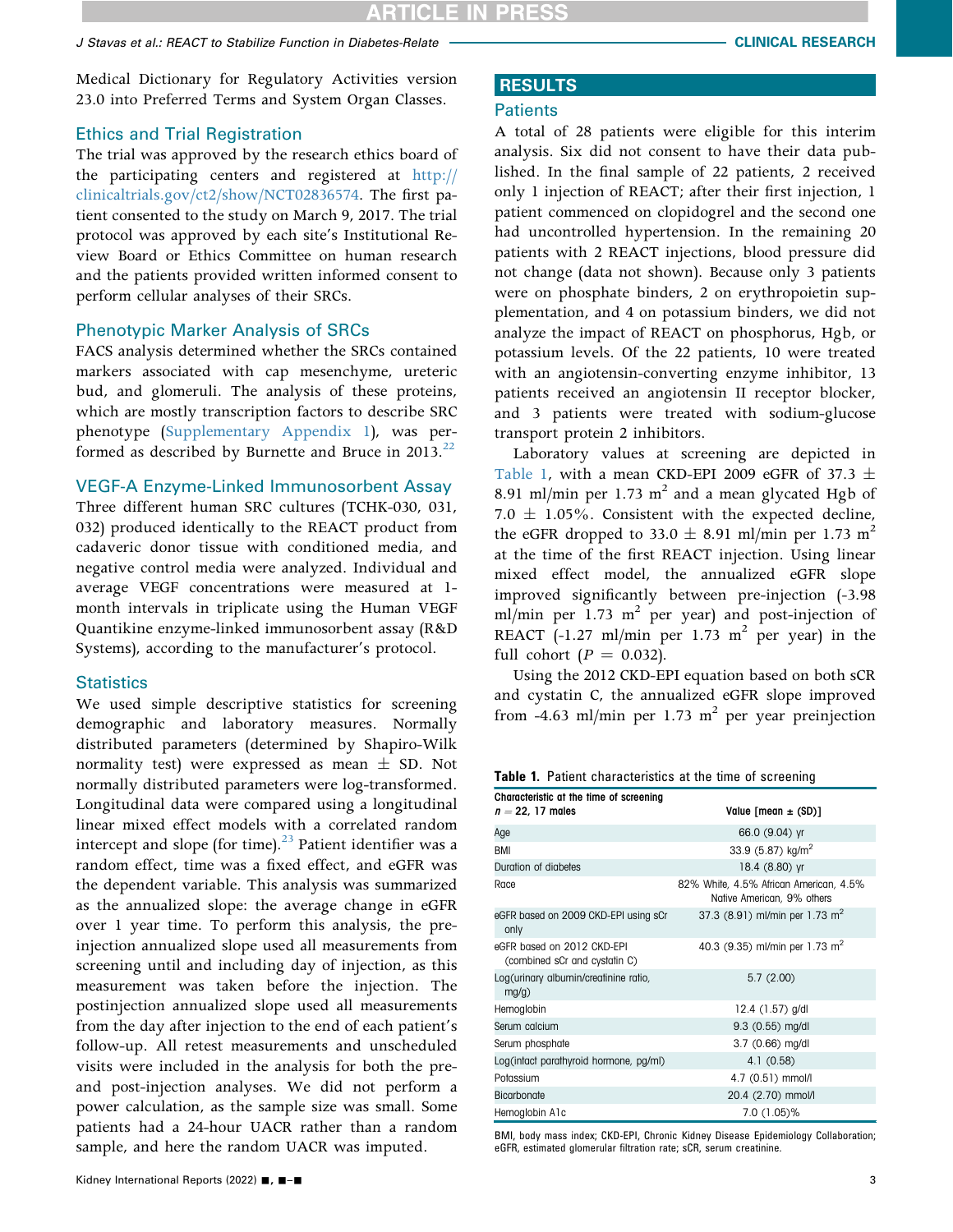Medical Dictionary for Regulatory Activities version 23.0 into Preferred Terms and System Organ Classes.

### Ethics and Trial Registration

The trial was approved by the research ethics board of the participating centers and registered at http://clinicaltrials.gov/ct2/show/NCT02836574. The first patient consented to the study on March 9, 2017. The trial protocol was approved by each site's Institutional Review Board or Ethics Committee on human research and the patients provided written informed consent to perform cellular analyses of their SRCs.

### Phenotypic Marker Analysis of SRCs

FACS analysis determined whether the SRCs contained markers associated with cap mesenchyme, ureteric bud, and glomeruli. The analysis of these proteins, which are mostly transcription factors to describe SRC phenotype (Supplementary Appendix 1), was performed as described by Burnette and Bruce in 2013.[22]

### VEGF-A Enzyme-Linked Immunosorbent Assay

Three different human SRC cultures (TCHK-030, 031, 032) produced identically to the REACT product from cadaveric donor tissue with conditioned media, and negative control media were analyzed. Individual and average VEGF concentrations were measured at 1-month intervals in triplicate using the Human VEGF Quantikine enzyme-linked immunosorbent assay (R&D Systems), according to the manufacturer's protocol.

### Statistics

We used simple descriptive statistics for screening demographic and laboratory measures. Normally distributed parameters (determined by Shapiro-Wilk normality test) were expressed as mean ± SD. Not normally distributed parameters were log-transformed. Longitudinal data were compared using a longitudinal linear mixed effect models with a correlated random intercept and slope (for time).[23] Patient identifier was a random effect, time was a fixed effect, and eGFR was the dependent variable. This analysis was summarized as the annualized slope: the average change in eGFR over 1 year time. To perform this analysis, the pre-injection annualized slope used all measurements from screening until and including day of injection, as this measurement was taken before the injection. The postinjection annualized slope used all measurements from the day after injection to the end of each patient's follow-up. All retest measurements and unscheduled visits were included in the analysis for both the pre- and post-injection analyses. We did not perform a power calculation, as the sample size was small. Some patients had a 24-hour UACR rather than a random sample, and here the random UACR was imputed.

## RESULTS

### Patients

A total of 28 patients were eligible for this interim analysis. Six did not consent to have their data published. In the final sample of 22 patients, 2 received only 1 injection of REACT; after their first injection, 1 patient commenced on clopidogrel and the second one had uncontrolled hypertension. In the remaining 20 patients with 2 REACT injections, blood pressure did not change (data not shown). Because only 3 patients were on phosphate binders, 2 on erythropoietin supplementation, and 4 on potassium binders, we did not analyze the impact of REACT on phosphorus, Hgb, or potassium levels. Of the 22 patients, 10 were treated with an angiotensin-converting enzyme inhibitor, 13 patients received an angiotensin II receptor blocker, and 3 patients were treated with sodium-glucose transport protein 2 inhibitors.

Laboratory values at screening are depicted in Table 1, with a mean CKD-EPI 2009 eGFR of 37.3 ± 8.91 ml/min per 1.73 $m^2$ and a mean glycated Hgb of 7.0 ± 1.05%. Consistent with the expected decline, the eGFR dropped to 33.0 ± 8.91 ml/min per 1.73 $m^2$ at the time of the first REACT injection. Using linear mixed effect model, the annualized eGFR slope improved significantly between pre-injection (-3.98 ml/min per 1.73 $m^2$ per year) and post-injection of REACT (-1.27 ml/min per 1.73 $m^2$ per year) in the full cohort ($P = 0.032$).

Using the 2012 CKD-EPI equation based on both sCR and cystatin C, the annualized eGFR slope improved from -4.63 ml/min per 1.73 $m^2$ per year preinjection

**Table 1.** Patient characteristics at the time of screening

| Characteristic at the time of screening $n = 22$, 17 males | Value [mean ± (SD)] |
|---|---|
| Age | 66.0 (9.04) yr |
| BMI | 33.9 (5.87) kg/$m^2$ |
| Duration of diabetes | 18.4 (8.80) yr |
| Race | 82% White, 4.5% African American, 4.5% Native American, 9% others |
| eGFR based on 2009 CKD-EPI using sCr only | 37.3 (8.91) ml/min per 1.73 $m^2$ |
| eGFR based on 2012 CKD-EPI (combined sCr and cystatin C) | 40.3 (9.35) ml/min per 1.73 $m^2$ |
| Log(urinary albumin/creatinine ratio, mg/g) | 5.7 (2.00) |
| Hemoglobin | 12.4 (1.57) g/dl |
| Serum calcium | 9.3 (0.55) mg/dl |
| Serum phosphate | 3.7 (0.66) mg/dl |
| Log(intact parathyroid hormone, pg/ml) | 4.1 (0.58) |
| Potassium | 4.7 (0.51) mmol/l |
| Bicarbonate | 20.4 (2.70) mmol/l |
| Hemoglobin A1c | 7.0 (1.05)% |

BMI, body mass index; CKD-EPI, Chronic Kidney Disease Epidemiology Collaboration; eGFR, estimated glomerular filtration rate; sCR, serum creatinine.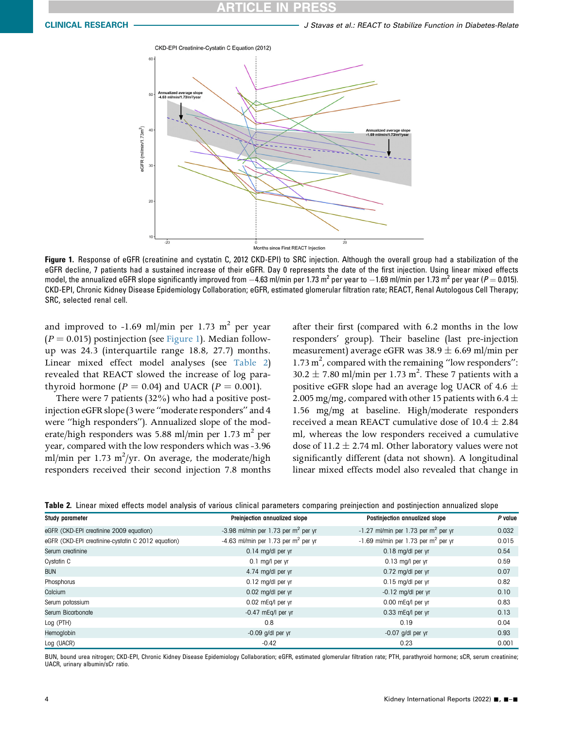**Figure 1.** Response of eGFR (creatinine and cystatin C, 2012 CKD-EPI) to SRC injection. Although the overall group had a stabilization of the eGFR decline, 7 patients had a sustained increase of their eGFR. Day 0 represents the date of the first injection. Using linear mixed effects model, the annualized eGFR slope significantly improved from −4.63 ml/min per 1.73 m$^2$ per year to −1.69 ml/min per 1.73 m$^2$ per year ($P = 0.015$). CKD-EPI, Chronic Kidney Disease Epidemiology Collaboration; eGFR, estimated glomerular filtration rate; REACT, Renal Autologous Cell Therapy; SRC, selected renal cell.

and improved to -1.69 ml/min per 1.73 m$^2$ per year ($P = 0.015$) postinjection (see Figure 1). Median follow-up was 24.3 (interquartile range 18.8, 27.7) months. Linear mixed effect model analyses (see Table 2) revealed that REACT slowed the increase of log parathyroid hormone ($P = 0.04$) and UACR ($P = 0.001$).

There were 7 patients (32%) who had a positive postinjection eGFR slope (3 were "moderate responders" and 4 were "high responders"). Annualized slope of the moderate/high responders was 5.88 ml/min per 1.73 m$^2$ per year, compared with the low responders which was -3.96 ml/min per 1.73 m$^2$/yr. On average, the moderate/high responders received their second injection 7.8 months after their first (compared with 6.2 months in the low responders' group). Their baseline (last pre-injection measurement) average eGFR was 38.9 ± 6.69 ml/min per 1.73 m$^2$, compared with the remaining "low responders": 30.2 ± 7.80 ml/min per 1.73 m$^2$. These 7 patients with a positive eGFR slope had an average log UACR of 4.6 ± 2.005 mg/mg, compared with other 15 patients with 6.4 ± 1.56 mg/mg at baseline. High/moderate responders received a mean REACT cumulative dose of 10.4 ± 2.84 ml, whereas the low responders received a cumulative dose of 11.2 ± 2.74 ml. Other laboratory values were not significantly different (data not shown). A longitudinal linear mixed effects model also revealed that change in

**Table 2.** Linear mixed effects model analysis of various clinical parameters comparing preinjection and postinjection annualized slope

| Study parameter | Preinjection annualized slope | Postinjection annualized slope | *P* value |
|---|---|---|---|
| eGFR (CKD-EPI creatinine 2009 equation) | -3.98 ml/min per 1.73 per m$^2$ per yr | -1.27 ml/min per 1.73 per m$^2$ per yr | 0.032 |
| eGFR (CKD-EPI creatinine-cystatin C 2012 equation) | -4.63 ml/min per 1.73 per m$^2$ per yr | -1.69 ml/min per 1.73 per m$^2$ per yr | 0.015 |
| Serum creatinine | 0.14 mg/dl per yr | 0.18 mg/dl per yr | 0.54 |
| Cystatin C | 0.1 mg/l per yr | 0.13 mg/l per yr | 0.59 |
| BUN | 4.74 mg/dl per yr | 0.72 mg/dl per yr | 0.07 |
| Phosphorus | 0.12 mg/dl per yr | 0.15 mg/dl per yr | 0.82 |
| Calcium | 0.02 mg/dl per yr | -0.12 mg/dl per yr | 0.10 |
| Serum potassium | 0.02 mEq/l per yr | 0.00 mEq/l per yr | 0.83 |
| Serum Bicarbonate | -0.47 mEq/l per yr | 0.33 mEq/l per yr | 0.13 |
| Log (PTH) | 0.8 | 0.19 | 0.04 |
| Hemoglobin | -0.09 g/dl per yr | -0.07 g/dl per yr | 0.93 |
| Log (UACR) | -0.42 | 0.23 | 0.001 |

BUN, bound urea nitrogen; CKD-EPI, Chronic Kidney Disease Epidemiology Collaboration; eGFR, estimated glomerular filtration rate; PTH, parathyroid hormone; sCR, serum creatinine; UACR, urinary albumin/sCr ratio.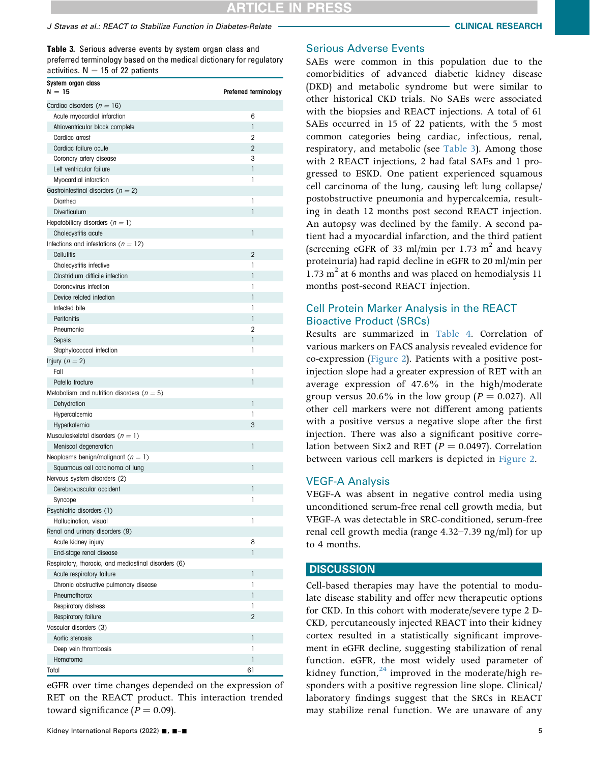**Table 3.** Serious adverse events by system organ class and preferred terminology based on the medical dictionary for regulatory activities. N = 15 of 22 patients

| System organ class N = 15 | Preferred terminology |
|---|---|
| Cardiac disorders (n = 16) | |
| Acute myocardial infarction | 6 |
| Atrioventricular block complete | 1 |
| Cardiac arrest | 2 |
| Cardiac failure acute | 2 |
| Coronary artery disease | 3 |
| Left ventricular failure | 1 |
| Myocardial infarction | 1 |
| Gastrointestinal disorders (n = 2) | |
| Diarrhea | 1 |
| Diverticulum | 1 |
| Hepatobiliary disorders (n = 1) | |
| Cholecystitis acute | 1 |
| Infections and infestations (n = 12) | |
| Cellulitis | 2 |
| Cholecystitis infective | 1 |
| Clostridium difficile infection | 1 |
| Coronavirus infection | 1 |
| Device related infection | 1 |
| Infected bite | 1 |
| Peritonitis | 1 |
| Pneumonia | 2 |
| Sepsis | 1 |
| Staphylococcal infection | 1 |
| Injury (n = 2) | |
| Fall | 1 |
| Patella fracture | 1 |
| Metabolism and nutrition disorders (n = 5) | |
| Dehydration | 1 |
| Hypercalcemia | 1 |
| Hyperkalemia | 3 |
| Musculoskeletal disorders (n = 1) | |
| Meniscal degeneration | 1 |
| Neoplasms benign/malignant (n = 1) | |
| Squamous cell carcinoma of lung | 1 |
| Nervous system disorders (2) | |
| Cerebrovascular accident | 1 |
| Syncope | 1 |
| Psychiatric disorders (1) | |
| Hallucination, visual | 1 |
| Renal and urinary disorders (9) | |
| Acute kidney injury | 8 |
| End-stage renal disease | 1 |
| Respiratory, thoracic, and mediastinal disorders (6) | |
| Acute respiratory failure | 1 |
| Chronic obstructive pulmonary disease | 1 |
| Pneumothorax | 1 |
| Respiratory distress | 1 |
| Respiratory failure | 2 |
| Vascular disorders (3) | |
| Aortic stenosis | 1 |
| Deep vein thrombosis | 1 |
| Hematoma | 1 |
| Total | 61 |

eGFR over time changes depended on the expression of RET on the REACT product. This interaction trended toward significance ($P = 0.09$).

## Serious Adverse Events

SAEs were common in this population due to the comorbidities of advanced diabetic kidney disease (DKD) and metabolic syndrome but were similar to other historical CKD trials. No SAEs were associated with the biopsies and REACT injections. A total of 61 SAEs occurred in 15 of 22 patients, with the 5 most common categories being cardiac, infectious, renal, respiratory, and metabolic (see Table 3). Among those with 2 REACT injections, 2 had fatal SAEs and 1 progressed to ESKD. One patient experienced squamous cell carcinoma of the lung, causing left lung collapse/postobstructive pneumonia and hypercalcemia, resulting in death 12 months post second REACT injection. An autopsy was declined by the family. A second patient had a myocardial infarction, and the third patient (screening eGFR of 33 ml/min per 1.73 $m^2$ and heavy proteinuria) had rapid decline in eGFR to 20 ml/min per 1.73 $m^2$ at 6 months and was placed on hemodialysis 11 months post-second REACT injection.

## Cell Protein Marker Analysis in the REACT Bioactive Product (SRCs)

Results are summarized in Table 4. Correlation of various markers on FACS analysis revealed evidence for co-expression (Figure 2). Patients with a positive post-injection slope had a greater expression of RET with an average expression of 47.6% in the high/moderate group versus 20.6% in the low group ($P = 0.027$). All other cell markers were not different among patients with a positive versus a negative slope after the first injection. There was also a significant positive correlation between Six2 and RET ($P = 0.0497$). Correlation between various cell markers is depicted in Figure 2.

## VEGF-A Analysis

VEGF-A was absent in negative control media using unconditioned serum-free renal cell growth media, but VEGF-A was detectable in SRC-conditioned, serum-free renal cell growth media (range 4.32–7.39 ng/ml) for up to 4 months.

## DISCUSSION

Cell-based therapies may have the potential to modulate disease stability and offer new therapeutic options for CKD. In this cohort with moderate/severe type 2 D-CKD, percutaneously injected REACT into their kidney cortex resulted in a statistically significant improvement in eGFR decline, suggesting stabilization of renal function. eGFR, the most widely used parameter of kidney function,[24] improved in the moderate/high responders with a positive regression line slope. Clinical/laboratory findings suggest that the SRCs in REACT may stabilize renal function. We are unaware of any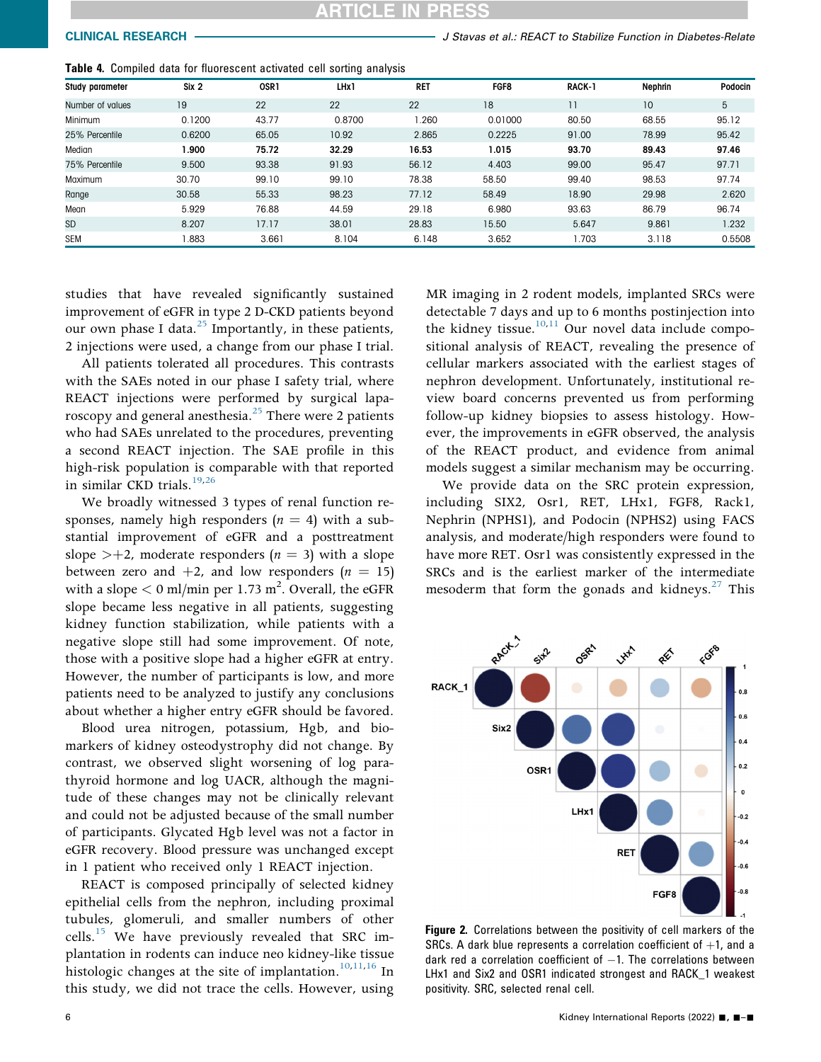**Table 4.** Compiled data for fluorescent activated cell sorting analysis

| Study parameter | Six 2 | OSR1 | LHx1 | RET | FGF8 | RACK-1 | Nephrin | Podocin |
|---|---|---|---|---|---|---|---|---|
| Number of values | 19 | 22 | 22 | 22 | 18 | 11 | 10 | 5 |
| Minimum | 0.1200 | 43.77 | 0.8700 | 1.260 | 0.01000 | 80.50 | 68.55 | 95.12 |
| 25% Percentile | 0.6200 | 65.05 | 10.92 | 2.865 | 0.2225 | 91.00 | 78.99 | 95.42 |
| Median | **1.900** | **75.72** | **32.29** | **16.53** | **1.015** | **93.70** | **89.43** | **97.46** |
| 75% Percentile | 9.500 | 93.38 | 91.93 | 56.12 | 4.403 | 99.00 | 95.47 | 97.71 |
| Maximum | 30.70 | 99.10 | 99.10 | 78.38 | 58.50 | 99.40 | 98.53 | 97.74 |
| Range | 30.58 | 55.33 | 98.23 | 77.12 | 58.49 | 18.90 | 29.98 | 2.620 |
| Mean | 5.929 | 76.88 | 44.59 | 29.18 | 6.980 | 93.63 | 86.79 | 96.74 |
| SD | 8.207 | 17.17 | 38.01 | 28.83 | 15.50 | 5.647 | 9.861 | 1.232 |
| SEM | 1.883 | 3.661 | 8.104 | 6.148 | 3.652 | 1.703 | 3.118 | 0.5508 |

studies that have revealed significantly sustained improvement of eGFR in type 2 D-CKD patients beyond our own phase I data.[25] Importantly, in these patients, 2 injections were used, a change from our phase I trial.

All patients tolerated all procedures. This contrasts with the SAEs noted in our phase I safety trial, where REACT injections were performed by surgical laparoscopy and general anesthesia.[25] There were 2 patients who had SAEs unrelated to the procedures, preventing a second REACT injection. The SAE profile in this high-risk population is comparable with that reported in similar CKD trials.[19,26]

We broadly witnessed 3 types of renal function responses, namely high responders ($n = 4$) with a substantial improvement of eGFR and a posttreatment slope $>+2$, moderate responders ($n = 3$) with a slope between zero and $+2$, and low responders ($n = 15$) with a slope $< 0$ ml/min per 1.73 $m^2$. Overall, the eGFR slope became less negative in all patients, suggesting kidney function stabilization, while patients with a negative slope still had some improvement. Of note, those with a positive slope had a higher eGFR at entry. However, the number of participants is low, and more patients need to be analyzed to justify any conclusions about whether a higher entry eGFR should be favored.

Blood urea nitrogen, potassium, Hgb, and biomarkers of kidney osteodystrophy did not change. By contrast, we observed slight worsening of log parathyroid hormone and log UACR, although the magnitude of these changes may not be clinically relevant and could not be adjusted because of the small number of participants. Glycated Hgb level was not a factor in eGFR recovery. Blood pressure was unchanged except in 1 patient who received only 1 REACT injection.

REACT is composed principally of selected kidney epithelial cells from the nephron, including proximal tubules, glomeruli, and smaller numbers of other cells.[15] We have previously revealed that SRC implantation in rodents can induce neo kidney-like tissue histologic changes at the site of implantation.[10,11,16] In this study, we did not trace the cells. However, using MR imaging in 2 rodent models, implanted SRCs were detectable 7 days and up to 6 months postinjection into the kidney tissue.[10,11] Our novel data include compositional analysis of REACT, revealing the presence of cellular markers associated with the earliest stages of nephron development. Unfortunately, institutional review board concerns prevented us from performing follow-up kidney biopsies to assess histology. However, the improvements in eGFR observed, the analysis of the REACT product, and evidence from animal models suggest a similar mechanism may be occurring.

We provide data on the SRC protein expression, including SIX2, Osr1, RET, LHx1, FGF8, Rack1, Nephrin (NPHS1), and Podocin (NPHS2) using FACS analysis, and moderate/high responders were found to have more RET. Osr1 was consistently expressed in the SRCs and is the earliest marker of the intermediate mesoderm that form the gonads and kidneys.[27] This

**Figure 2.** Correlations between the positivity of cell markers of the SRCs. A dark blue represents a correlation coefficient of +1, and a dark red a correlation coefficient of −1. The correlations between LHx1 and Six2 and OSR1 indicated strongest and RACK_1 weakest positivity. SRC, selected renal cell.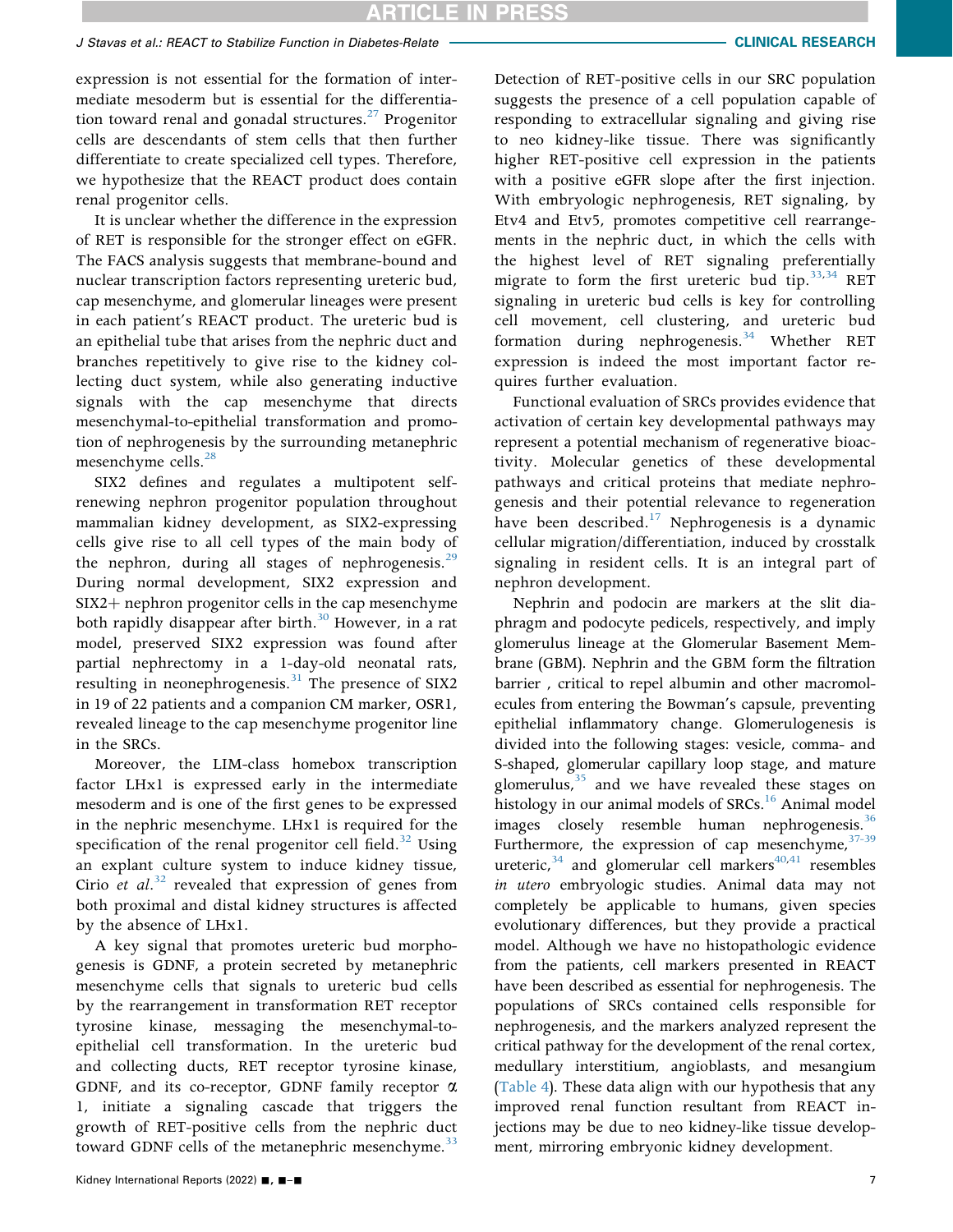expression is not essential for the formation of intermediate mesoderm but is essential for the differentiation toward renal and gonadal structures.[27] Progenitor cells are descendants of stem cells that then further differentiate to create specialized cell types. Therefore, we hypothesize that the REACT product does contain renal progenitor cells.

It is unclear whether the difference in the expression of RET is responsible for the stronger effect on eGFR. The FACS analysis suggests that membrane-bound and nuclear transcription factors representing ureteric bud, cap mesenchyme, and glomerular lineages were present in each patient's REACT product. The ureteric bud is an epithelial tube that arises from the nephric duct and branches repetitively to give rise to the kidney collecting duct system, while also generating inductive signals with the cap mesenchyme that directs mesenchymal-to-epithelial transformation and promotion of nephrogenesis by the surrounding metanephric mesenchyme cells.[28]

SIX2 defines and regulates a multipotent self-renewing nephron progenitor population throughout mammalian kidney development, as SIX2-expressing cells give rise to all cell types of the main body of the nephron, during all stages of nephrogenesis.[29] During normal development, SIX2 expression and SIX2+ nephron progenitor cells in the cap mesenchyme both rapidly disappear after birth.[30] However, in a rat model, preserved SIX2 expression was found after partial nephrectomy in a 1-day-old neonatal rats, resulting in neonephrogenesis.[31] The presence of SIX2 in 19 of 22 patients and a companion CM marker, OSR1, revealed lineage to the cap mesenchyme progenitor line in the SRCs.

Moreover, the LIM-class homebox transcription factor LHx1 is expressed early in the intermediate mesoderm and is one of the first genes to be expressed in the nephric mesenchyme. LHx1 is required for the specification of the renal progenitor cell field.[32] Using an explant culture system to induce kidney tissue, Cirio *et al*.[32] revealed that expression of genes from both proximal and distal kidney structures is affected by the absence of LHx1.

A key signal that promotes ureteric bud morphogenesis is GDNF, a protein secreted by metanephric mesenchyme cells that signals to ureteric bud cells by the rearrangement in transformation RET receptor tyrosine kinase, messaging the mesenchymal-to-epithelial cell transformation. In the ureteric bud and collecting ducts, RET receptor tyrosine kinase, GDNF, and its co-receptor, GDNF family receptor $\alpha$ 1, initiate a signaling cascade that triggers the growth of RET-positive cells from the nephric duct toward GDNF cells of the metanephric mesenchyme.[33]

Detection of RET-positive cells in our SRC population suggests the presence of a cell population capable of responding to extracellular signaling and giving rise to neo kidney-like tissue. There was significantly higher RET-positive cell expression in the patients with a positive eGFR slope after the first injection. With embryologic nephrogenesis, RET signaling, by Etv4 and Etv5, promotes competitive cell rearrangements in the nephric duct, in which the cells with the highest level of RET signaling preferentially migrate to form the first ureteric bud tip.[33,34] RET signaling in ureteric bud cells is key for controlling cell movement, cell clustering, and ureteric bud formation during nephrogenesis.[34] Whether RET expression is indeed the most important factor requires further evaluation.

Functional evaluation of SRCs provides evidence that activation of certain key developmental pathways may represent a potential mechanism of regenerative bioactivity. Molecular genetics of these developmental pathways and critical proteins that mediate nephrogenesis and their potential relevance to regeneration have been described.[17] Nephrogenesis is a dynamic cellular migration/differentiation, induced by crosstalk signaling in resident cells. It is an integral part of nephron development.

Nephrin and podocin are markers at the slit diaphragm and podocyte pedicels, respectively, and imply glomerulus lineage at the Glomerular Basement Membrane (GBM). Nephrin and the GBM form the filtration barrier , critical to repel albumin and other macromolecules from entering the Bowman's capsule, preventing epithelial inflammatory change. Glomerulogenesis is divided into the following stages: vesicle, comma- and S-shaped, glomerular capillary loop stage, and mature glomerulus,[35] and we have revealed these stages on histology in our animal models of SRCs.[16] Animal model images closely resemble human nephrogenesis.[36] Furthermore, the expression of cap mesenchyme,[37-39] ureteric,[34] and glomerular cell markers[40,41] resembles *in utero* embryologic studies. Animal data may not completely be applicable to humans, given species evolutionary differences, but they provide a practical model. Although we have no histopathologic evidence from the patients, cell markers presented in REACT have been described as essential for nephrogenesis. The populations of SRCs contained cells responsible for nephrogenesis, and the markers analyzed represent the critical pathway for the development of the renal cortex, medullary interstitium, angioblasts, and mesangium (Table 4). These data align with our hypothesis that any improved renal function resultant from REACT injections may be due to neo kidney-like tissue development, mirroring embryonic kidney development.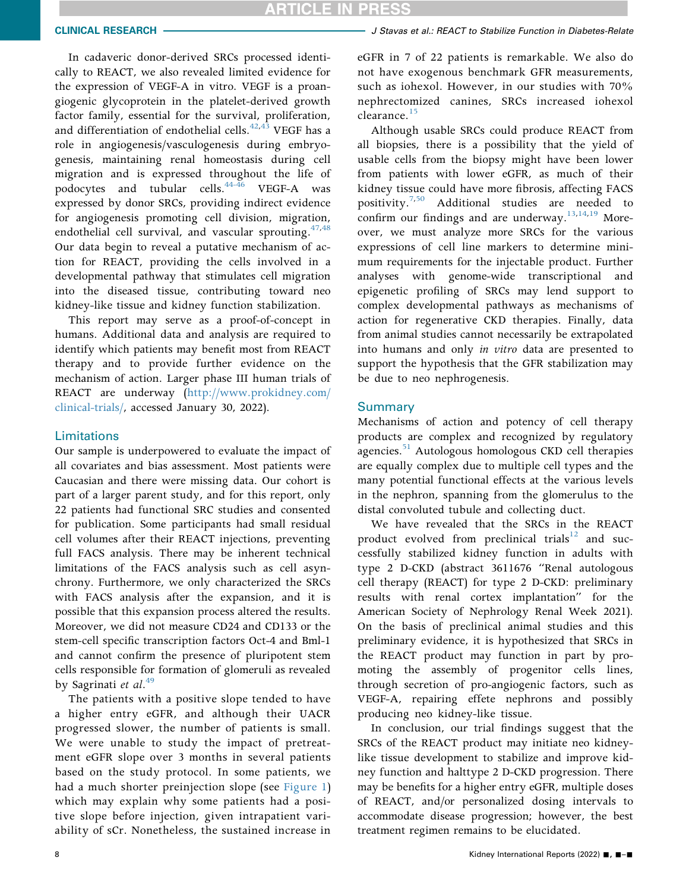In cadaveric donor-derived SRCs processed identically to REACT, we also revealed limited evidence for the expression of VEGF-A in vitro. VEGF is a proangiogenic glycoprotein in the platelet-derived growth factor family, essential for the survival, proliferation, and differentiation of endothelial cells.[42,43] VEGF has a role in angiogenesis/vasculogenesis during embryogenesis, maintaining renal homeostasis during cell migration and is expressed throughout the life of podocytes and tubular cells.[44-46] VEGF-A was expressed by donor SRCs, providing indirect evidence for angiogenesis promoting cell division, migration, endothelial cell survival, and vascular sprouting.[47,48] Our data begin to reveal a putative mechanism of action for REACT, providing the cells involved in a developmental pathway that stimulates cell migration into the diseased tissue, contributing toward neo kidney-like tissue and kidney function stabilization.

This report may serve as a proof-of-concept in humans. Additional data and analysis are required to identify which patients may benefit most from REACT therapy and to provide further evidence on the mechanism of action. Larger phase III human trials of REACT are underway (http://www.prokidney.com/clinical-trials/, accessed January 30, 2022).

## Limitations

Our sample is underpowered to evaluate the impact of all covariates and bias assessment. Most patients were Caucasian and there were missing data. Our cohort is part of a larger parent study, and for this report, only 22 patients had functional SRC studies and consented for publication. Some participants had small residual cell volumes after their REACT injections, preventing full FACS analysis. There may be inherent technical limitations of the FACS analysis such as cell asynchrony. Furthermore, we only characterized the SRCs with FACS analysis after the expansion, and it is possible that this expansion process altered the results. Moreover, we did not measure CD24 and CD133 or the stem-cell specific transcription factors Oct-4 and Bml-1 and cannot confirm the presence of pluripotent stem cells responsible for formation of glomeruli as revealed by Sagrinati *et al.*[49]

The patients with a positive slope tended to have a higher entry eGFR, and although their UACR progressed slower, the number of patients is small. We were unable to study the impact of pretreatment eGFR slope over 3 months in several patients based on the study protocol. In some patients, we had a much shorter preinjection slope (see Figure 1) which may explain why some patients had a positive slope before injection, given intrapatient variability of sCr. Nonetheless, the sustained increase in eGFR in 7 of 22 patients is remarkable. We also do not have exogenous benchmark GFR measurements, such as iohexol. However, in our studies with 70% nephrectomized canines, SRCs increased iohexol clearance.[15]

Although usable SRCs could produce REACT from all biopsies, there is a possibility that the yield of usable cells from the biopsy might have been lower from patients with lower eGFR, as much of their kidney tissue could have more fibrosis, affecting FACS positivity.[7,50] Additional studies are needed to confirm our findings and are underway.[13,14,19] Moreover, we must analyze more SRCs for the various expressions of cell line markers to determine minimum requirements for the injectable product. Further analyses with genome-wide transcriptional and epigenetic profiling of SRCs may lend support to complex developmental pathways as mechanisms of action for regenerative CKD therapies. Finally, data from animal studies cannot necessarily be extrapolated into humans and only *in vitro* data are presented to support the hypothesis that the GFR stabilization may be due to neo nephrogenesis.

## Summary

Mechanisms of action and potency of cell therapy products are complex and recognized by regulatory agencies.[51] Autologous homologous CKD cell therapies are equally complex due to multiple cell types and the many potential functional effects at the various levels in the nephron, spanning from the glomerulus to the distal convoluted tubule and collecting duct.

We have revealed that the SRCs in the REACT product evolved from preclinical trials[12] and successfully stabilized kidney function in adults with type 2 D-CKD (abstract 3611676 "Renal autologous cell therapy (REACT) for type 2 D-CKD: preliminary results with renal cortex implantation" for the American Society of Nephrology Renal Week 2021). On the basis of preclinical animal studies and this preliminary evidence, it is hypothesized that SRCs in the REACT product may function in part by promoting the assembly of progenitor cells lines, through secretion of pro-angiogenic factors, such as VEGF-A, repairing effete nephrons and possibly producing neo kidney-like tissue.

In conclusion, our trial findings suggest that the SRCs of the REACT product may initiate neo kidney-like tissue development to stabilize and improve kidney function and halttype 2 D-CKD progression. There may be benefits for a higher entry eGFR, multiple doses of REACT, and/or personalized dosing intervals to accommodate disease progression; however, the best treatment regimen remains to be elucidated.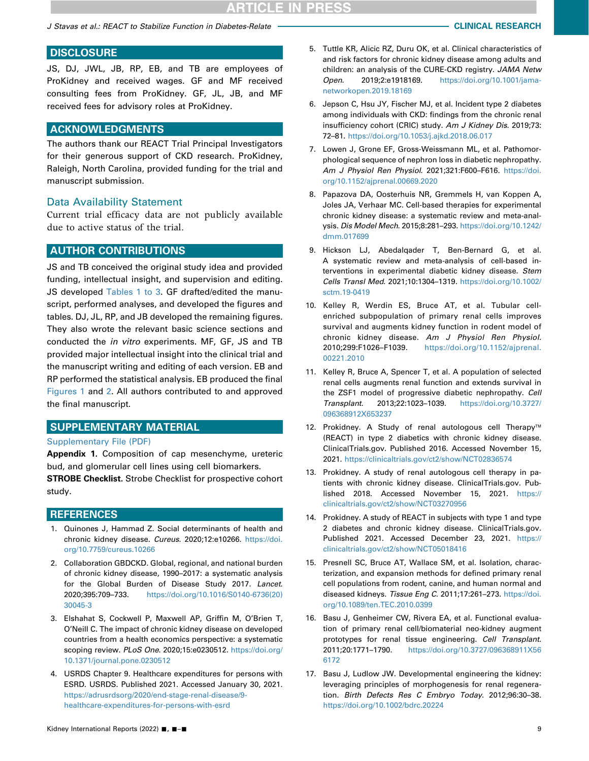## DISCLOSURE

JS, DJ, JWL, JB, RP, EB, and TB are employees of ProKidney and received wages. GF and MF received consulting fees from ProKidney. GF, JL, JB, and MF received fees for advisory roles at ProKidney.

## ACKNOWLEDGMENTS

The authors thank our REACT Trial Principal Investigators for their generous support of CKD research. ProKidney, Raleigh, North Carolina, provided funding for the trial and manuscript submission.

### Data Availability Statement

Current trial efficacy data are not publicly available due to active status of the trial.

## AUTHOR CONTRIBUTIONS

JS and TB conceived the original study idea and provided funding, intellectual insight, and supervision and editing. JS developed Tables 1 to 3. GF drafted/edited the manuscript, performed analyses, and developed the figures and tables. DJ, JL, RP, and JB developed the remaining figures. They also wrote the relevant basic science sections and conducted the *in vitro* experiments. MF, GF, JS and TB provided major intellectual insight into the clinical trial and the manuscript writing and editing of each version. EB and RP performed the statistical analysis. EB produced the final Figures 1 and 2. All authors contributed to and approved the final manuscript.

## SUPPLEMENTARY MATERIAL

Supplementary File (PDF)

**Appendix 1.** Composition of cap mesenchyme, ureteric bud, and glomerular cell lines using cell biomarkers.

**STROBE Checklist.** Strobe Checklist for prospective cohort study.

## REFERENCES

1. Quinones J, Hammad Z. Social determinants of health and chronic kidney disease. *Cureus*. 2020;12:e10266. https://doi.org/10.7759/cureus.10266
2. Collaboration GBDCKD. Global, regional, and national burden of chronic kidney disease, 1990–2017: a systematic analysis for the Global Burden of Disease Study 2017. *Lancet*. 2020;395:709–733. https://doi.org/10.1016/S0140-6736(20)30045-3
3. Elshahat S, Cockwell P, Maxwell AP, Griffin M, O'Brien T, O'Neill C. The impact of chronic kidney disease on developed countries from a health economics perspective: a systematic scoping review. *PLoS One*. 2020;15:e0230512. https://doi.org/10.1371/journal.pone.0230512
4. USRDS Chapter 9. Healthcare expenditures for persons with ESRD. USRDS. Published 2021. Accessed January 30, 2021. https://adrusrdsorg/2020/end-stage-renal-disease/9-healthcare-expenditures-for-persons-with-esrd
5. Tuttle KR, Alicic RZ, Duru OK, et al. Clinical characteristics of and risk factors for chronic kidney disease among adults and children: an analysis of the CURE-CKD registry. *JAMA Netw Open*. 2019;2:e1918169. https://doi.org/10.1001/jamanetworkopen.2019.18169
6. Jepson C, Hsu JY, Fischer MJ, et al. Incident type 2 diabetes among individuals with CKD: findings from the chronic renal insufficiency cohort (CRIC) study. *Am J Kidney Dis*. 2019;73:72–81. https://doi.org/10.1053/j.ajkd.2018.06.017
7. Lowen J, Grone EF, Gross-Weissmann ML, et al. Pathomorphological sequence of nephron loss in diabetic nephropathy. *Am J Physiol Ren Physiol*. 2021;321:F600–F616. https://doi.org/10.1152/ajprenal.00669.2020
8. Papazova DA, Oosterhuis NR, Gremmels H, van Koppen A, Joles JA, Verhaar MC. Cell-based therapies for experimental chronic kidney disease: a systematic review and meta-analysis. *Dis Model Mech*. 2015;8:281–293. https://doi.org/10.1242/dmm.017699
9. Hickson LJ, Abedalqader T, Ben-Bernard G, et al. A systematic review and meta-analysis of cell-based interventions in experimental diabetic kidney disease. *Stem Cells Transl Med*. 2021;10:1304–1319. https://doi.org/10.1002/sctm.19-0419
10. Kelley R, Werdin ES, Bruce AT, et al. Tubular cell-enriched subpopulation of primary renal cells improves survival and augments kidney function in rodent model of chronic kidney disease. *Am J Physiol Ren Physiol*. 2010;299:F1026–F1039. https://doi.org/10.1152/ajprenal.00221.2010
11. Kelley R, Bruce A, Spencer T, et al. A population of selected renal cells augments renal function and extends survival in the ZSF1 model of progressive diabetic nephropathy. *Cell Transplant*. 2013;22:1023–1039. https://doi.org/10.3727/096368912X653237
12. Prokidney. A Study of renal autologous cell Therapy™ (REACT) in type 2 diabetics with chronic kidney disease. ClinicalTrials.gov. Published 2016. Accessed November 15, 2021. https://clinicaltrials.gov/ct2/show/NCT02836574
13. Prokidney. A study of renal autologous cell therapy in patients with chronic kidney disease. ClinicalTrials.gov. Published 2018. Accessed November 15, 2021. https://clinicaltrials.gov/ct2/show/NCT03270956
14. Prokidney. A study of REACT in subjects with type 1 and type 2 diabetes and chronic kidney disease. ClinicalTrials.gov. Published 2021. Accessed December 23, 2021. https://clinicaltrials.gov/ct2/show/NCT05018416
15. Presnell SC, Bruce AT, Wallace SM, et al. Isolation, characterization, and expansion methods for defined primary renal cell populations from rodent, canine, and human normal and diseased kidneys. *Tissue Eng C*. 2011;17:261–273. https://doi.org/10.1089/ten.TEC.2010.0399
16. Basu J, Genheimer CW, Rivera EA, et al. Functional evaluation of primary renal cell/biomaterial neo-kidney augment prototypes for renal tissue engineering. *Cell Transplant*. 2011;20:1771–1790. https://doi.org/10.3727/096368911X566172
17. Basu J, Ludlow JW. Developmental engineering the kidney: leveraging principles of morphogenesis for renal regeneration. *Birth Defects Res C Embryo Today*. 2012;96:30–38. https://doi.org/10.1002/bdrc.20224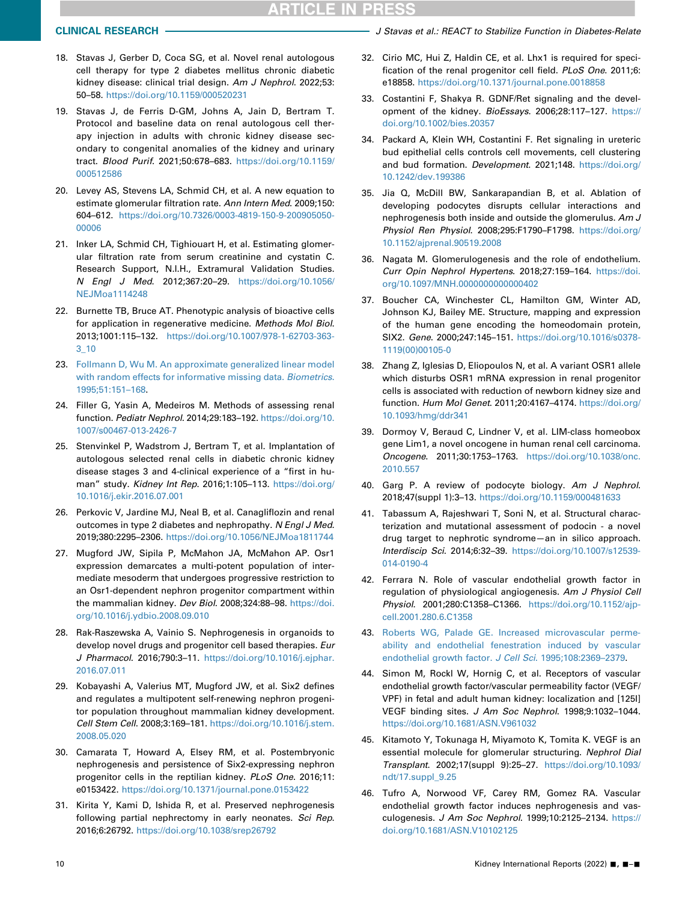18. Stavas J, Gerber D, Coca SG, et al. Novel renal autologous cell therapy for type 2 diabetes mellitus chronic diabetic kidney disease: clinical trial design. *Am J Nephrol*. 2022;53:50–58. https://doi.org/10.1159/000520231

19. Stavas J, de Ferris D-GM, Johns A, Jain D, Bertram T. Protocol and baseline data on renal autologous cell therapy injection in adults with chronic kidney disease secondary to congenital anomalies of the kidney and urinary tract. *Blood Purif*. 2021;50:678–683. https://doi.org/10.1159/000512586

20. Levey AS, Stevens LA, Schmid CH, et al. A new equation to estimate glomerular filtration rate. *Ann Intern Med*. 2009;150:604–612. https://doi.org/10.7326/0003-4819-150-9-200905050-00006

21. Inker LA, Schmid CH, Tighiouart H, et al. Estimating glomerular filtration rate from serum creatinine and cystatin C. Research Support, N.I.H., Extramural Validation Studies. *N Engl J Med*. 2012;367:20–29. https://doi.org/10.1056/NEJMoa1114248

22. Burnette TB, Bruce AT. Phenotypic analysis of bioactive cells for application in regenerative medicine. *Methods Mol Biol*. 2013;1001:115–132. https://doi.org/10.1007/978-1-62703-363-3_10

23. Follmann D, Wu M. An approximate generalized linear model with random effects for informative missing data. *Biometrics*. 1995;51:151–168.

24. Filler G, Yasin A, Medeiros M. Methods of assessing renal function. *Pediatr Nephrol*. 2014;29:183–192. https://doi.org/10.1007/s00467-013-2426-7

25. Stenvinkel P, Wadstrom J, Bertram T, et al. Implantation of autologous selected renal cells in diabetic chronic kidney disease stages 3 and 4-clinical experience of a "first in human" study. *Kidney Int Rep*. 2016;1:105–113. https://doi.org/10.1016/j.ekir.2016.07.001

26. Perkovic V, Jardine MJ, Neal B, et al. Canagliflozin and renal outcomes in type 2 diabetes and nephropathy. *N Engl J Med*. 2019;380:2295–2306. https://doi.org/10.1056/NEJMoa1811744

27. Mugford JW, Sipila P, McMahon JA, McMahon AP. Osr1 expression demarcates a multi-potent population of intermediate mesoderm that undergoes progressive restriction to an Osr1-dependent nephron progenitor compartment within the mammalian kidney. *Dev Biol*. 2008;324:88–98. https://doi.org/10.1016/j.ydbio.2008.09.010

28. Rak-Raszewska A, Vainio S. Nephrogenesis in organoids to develop novel drugs and progenitor cell based therapies. *Eur J Pharmacol*. 2016;790:3–11. https://doi.org/10.1016/j.ejphar.2016.07.011

29. Kobayashi A, Valerius MT, Mugford JW, et al. Six2 defines and regulates a multipotent self-renewing nephron progenitor population throughout mammalian kidney development. *Cell Stem Cell*. 2008;3:169–181. https://doi.org/10.1016/j.stem.2008.05.020

30. Camarata T, Howard A, Elsey RM, et al. Postembryonic nephrogenesis and persistence of Six2-expressing nephron progenitor cells in the reptilian kidney. *PLoS One*. 2016;11:e0153422. https://doi.org/10.1371/journal.pone.0153422

31. Kirita Y, Kami D, Ishida R, et al. Preserved nephrogenesis following partial nephrectomy in early neonates. *Sci Rep*. 2016;6:26792. https://doi.org/10.1038/srep26792

32. Cirio MC, Hui Z, Haldin CE, et al. Lhx1 is required for specification of the renal progenitor cell field. *PLoS One*. 2011;6:e18858. https://doi.org/10.1371/journal.pone.0018858

33. Costantini F, Shakya R. GDNF/Ret signaling and the development of the kidney. *BioEssays*. 2006;28:117–127. https://doi.org/10.1002/bies.20357

34. Packard A, Klein WH, Costantini F. Ret signaling in ureteric bud epithelial cells controls cell movements, cell clustering and bud formation. *Development*. 2021;148. https://doi.org/10.1242/dev.199386

35. Jia Q, McDill BW, Sankarapandian B, et al. Ablation of developing podocytes disrupts cellular interactions and nephrogenesis both inside and outside the glomerulus. *Am J Physiol Ren Physiol*. 2008;295:F1790–F1798. https://doi.org/10.1152/ajprenal.90519.2008

36. Nagata M. Glomerulogenesis and the role of endothelium. *Curr Opin Nephrol Hypertens*. 2018;27:159–164. https://doi.org/10.1097/MNH.0000000000000402

37. Boucher CA, Winchester CL, Hamilton GM, Winter AD, Johnson KJ, Bailey ME. Structure, mapping and expression of the human gene encoding the homeodomain protein, SIX2. *Gene*. 2000;247:145–151. https://doi.org/10.1016/s0378-1119(00)00105-0

38. Zhang Z, Iglesias D, Eliopoulos N, et al. A variant OSR1 allele which disturbs OSR1 mRNA expression in renal progenitor cells is associated with reduction of newborn kidney size and function. *Hum Mol Genet*. 2011;20:4167–4174. https://doi.org/10.1093/hmg/ddr341

39. Dormoy V, Beraud C, Lindner V, et al. LIM-class homeobox gene Lim1, a novel oncogene in human renal cell carcinoma. *Oncogene*. 2011;30:1753–1763. https://doi.org/10.1038/onc.2010.557

40. Garg P. A review of podocyte biology. *Am J Nephrol*. 2018;47(suppl 1):3–13. https://doi.org/10.1159/000481633

41. Tabassum A, Rajeshwari T, Soni N, et al. Structural characterization and mutational assessment of podocin - a novel drug target to nephrotic syndrome—an in silico approach. *Interdiscip Sci*. 2014;6:32–39. https://doi.org/10.1007/s12539-014-0190-4

42. Ferrara N. Role of vascular endothelial growth factor in regulation of physiological angiogenesis. *Am J Physiol Cell Physiol*. 2001;280:C1358–C1366. https://doi.org/10.1152/ajpcell.2001.280.6.C1358

43. Roberts WG, Palade GE. Increased microvascular permeability and endothelial fenestration induced by vascular endothelial growth factor. *J Cell Sci*. 1995;108:2369–2379.

44. Simon M, Rockl W, Hornig C, et al. Receptors of vascular endothelial growth factor/vascular permeability factor (VEGF/VPF) in fetal and adult human kidney: localization and [125I] VEGF binding sites. *J Am Soc Nephrol*. 1998;9:1032–1044. https://doi.org/10.1681/ASN.V961032

45. Kitamoto Y, Tokunaga H, Miyamoto K, Tomita K. VEGF is an essential molecule for glomerular structuring. *Nephrol Dial Transplant*. 2002;17(suppl 9):25–27. https://doi.org/10.1093/ndt/17.suppl_9.25

46. Tufro A, Norwood VF, Carey RM, Gomez RA. Vascular endothelial growth factor induces nephrogenesis and vasculogenesis. *J Am Soc Nephrol*. 1999;10:2125–2134. https://doi.org/10.1681/ASN.V10102125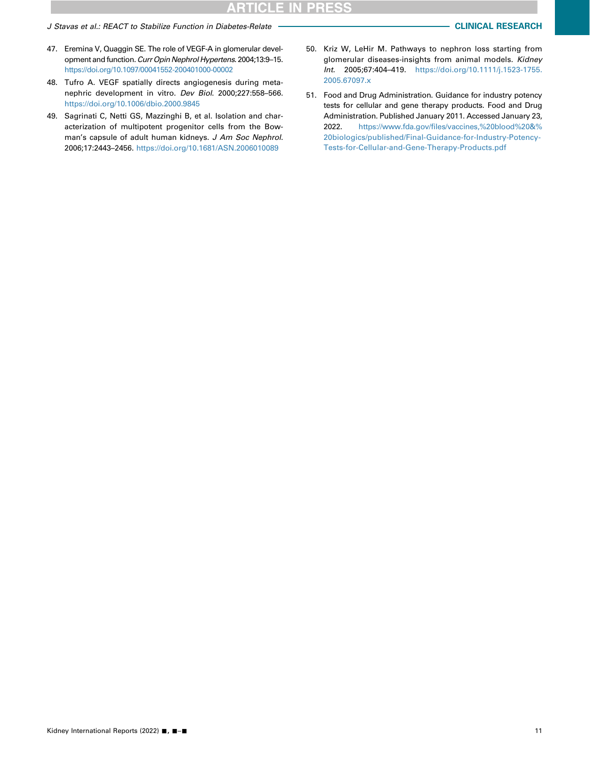47. Eremina V, Quaggin SE. The role of VEGF-A in glomerular development and function. *Curr Opin Nephrol Hypertens*. 2004;13:9–15. https://doi.org/10.1097/00041552-200401000-00002
48. Tufro A. VEGF spatially directs angiogenesis during metanephric development in vitro. *Dev Biol*. 2000;227:558–566. https://doi.org/10.1006/dbio.2000.9845
49. Sagrinati C, Netti GS, Mazzinghi B, et al. Isolation and characterization of multipotent progenitor cells from the Bowman's capsule of adult human kidneys. *J Am Soc Nephrol*. 2006;17:2443–2456. https://doi.org/10.1681/ASN.2006010089
50. Kriz W, LeHir M. Pathways to nephron loss starting from glomerular diseases-insights from animal models. *Kidney Int*. 2005;67:404–419. https://doi.org/10.1111/j.1523-1755.2005.67097.x
51. Food and Drug Administration. Guidance for industry potency tests for cellular and gene therapy products. Food and Drug Administration. Published January 2011. Accessed January 23, 2022. https://www.fda.gov/files/vaccines,%20blood%20&%20biologics/published/Final-Guidance-for-Industry-Potency-Tests-for-Cellular-and-Gene-Therapy-Products.pdf